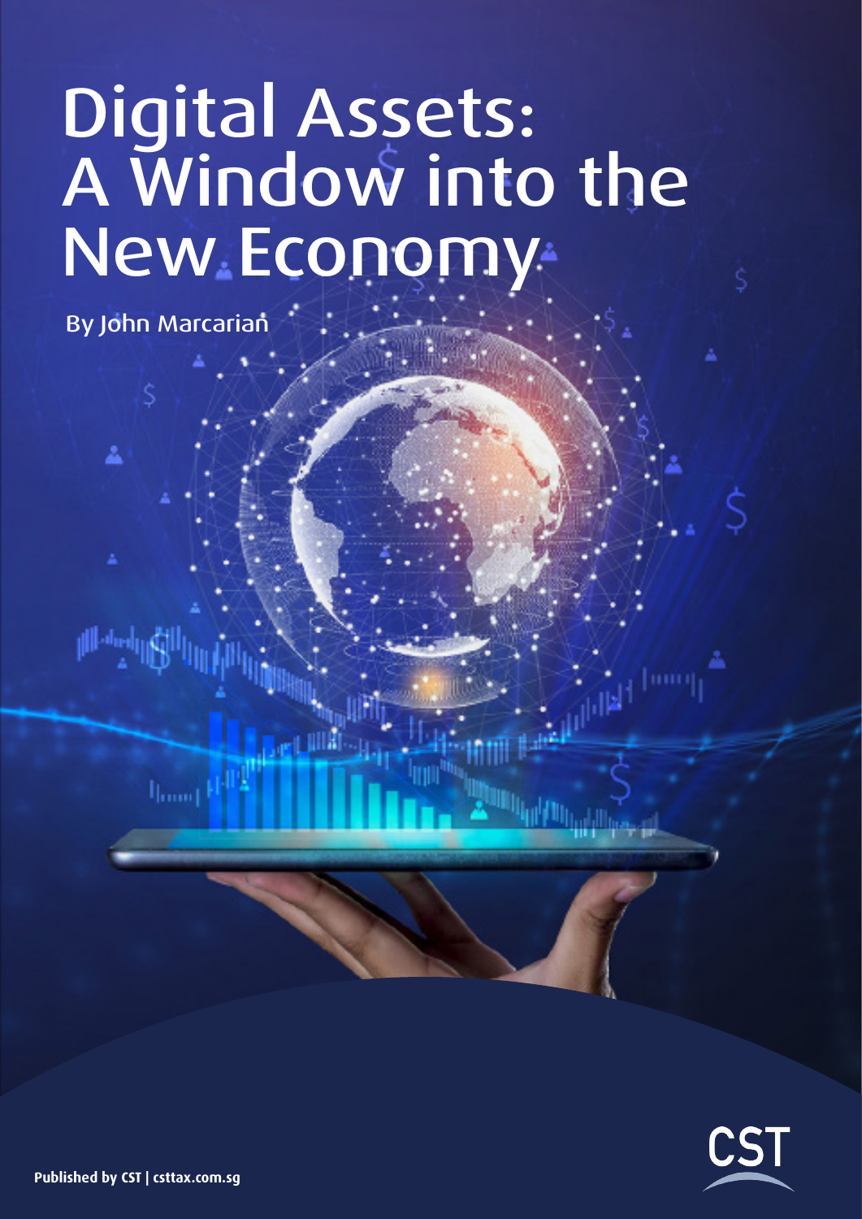# Digital Assets: A Window into the New Economy

By John Marcarian

CST

Published by CST | csttax.com.sg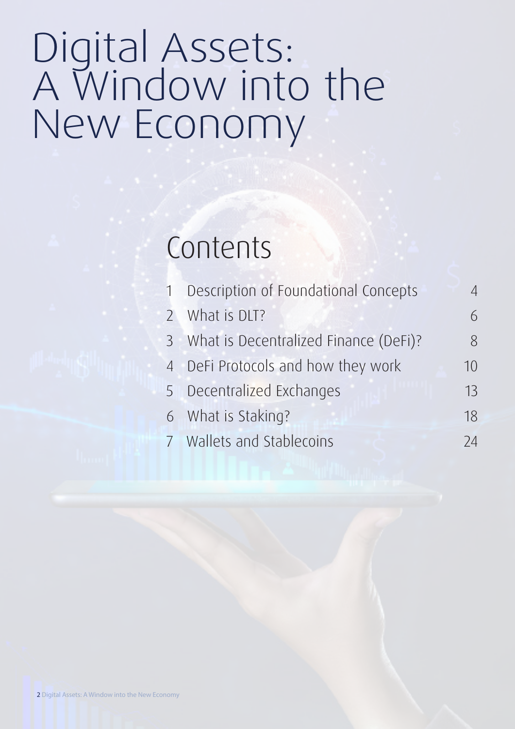# Digital Assets: A Window into the New Economy

## Contents

| | | |
|---|---|---|
| 1 | Description of Foundational Concepts | 4 |
| 2 | What is DLT? | 6 |
| 3 | What is Decentralized Finance (DeFi)? | 8 |
| 4 | DeFi Protocols and how they work | 10 |
| 5 | Decentralized Exchanges | 13 |
| 6 | What is Staking? | 18 |
| 7 | Wallets and Stablecoins | 24 |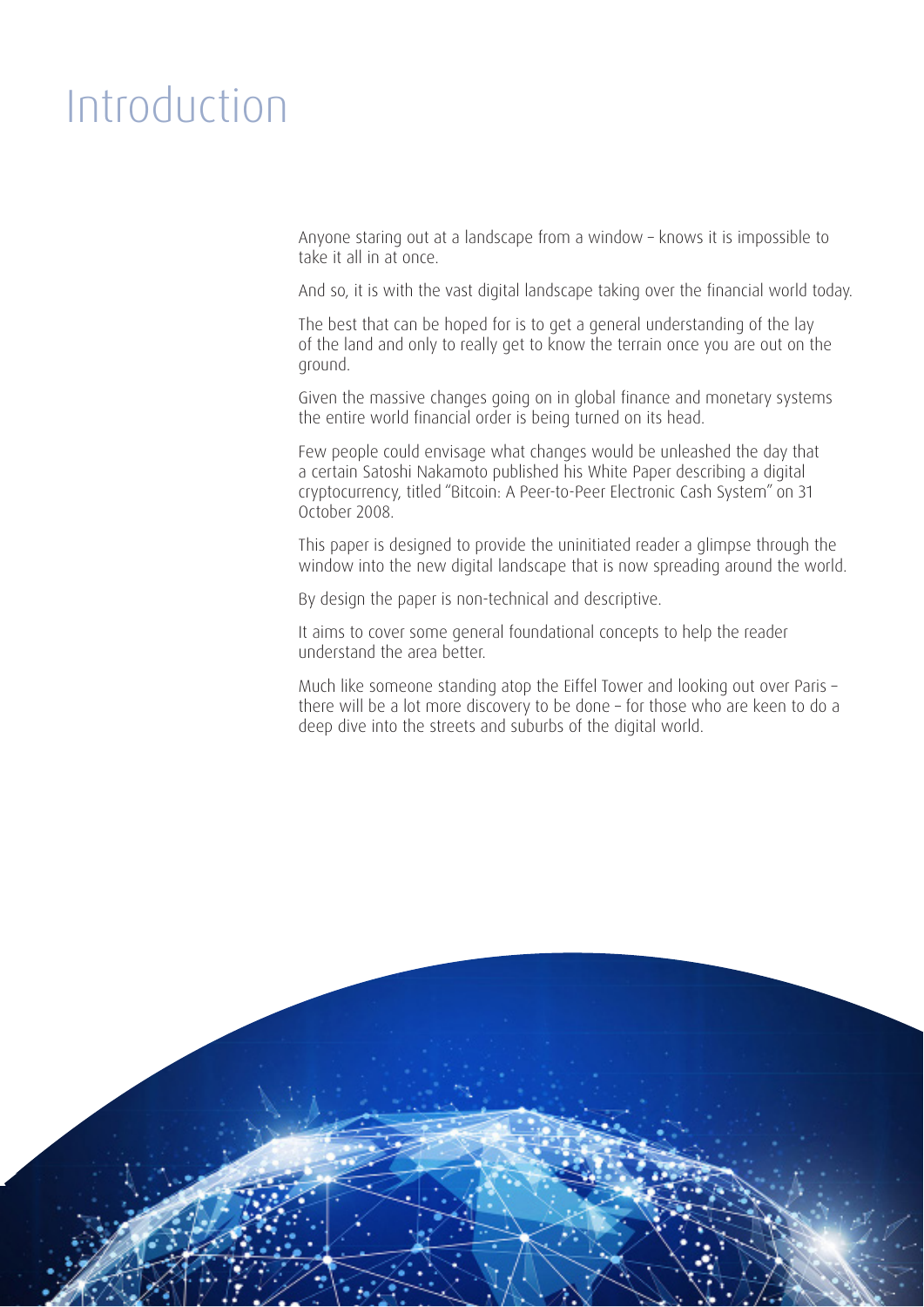# Introduction

Anyone staring out at a landscape from a window – knows it is impossible to take it all in at once.

And so, it is with the vast digital landscape taking over the financial world today.

The best that can be hoped for is to get a general understanding of the lay of the land and only to really get to know the terrain once you are out on the ground.

Given the massive changes going on in global finance and monetary systems the entire world financial order is being turned on its head.

Few people could envisage what changes would be unleashed the day that a certain Satoshi Nakamoto published his White Paper describing a digital cryptocurrency, titled "Bitcoin: A Peer-to-Peer Electronic Cash System" on 31 October 2008.

This paper is designed to provide the uninitiated reader a glimpse through the window into the new digital landscape that is now spreading around the world.

By design the paper is non-technical and descriptive.

It aims to cover some general foundational concepts to help the reader understand the area better.

Much like someone standing atop the Eiffel Tower and looking out over Paris – there will be a lot more discovery to be done – for those who are keen to do a deep dive into the streets and suburbs of the digital world.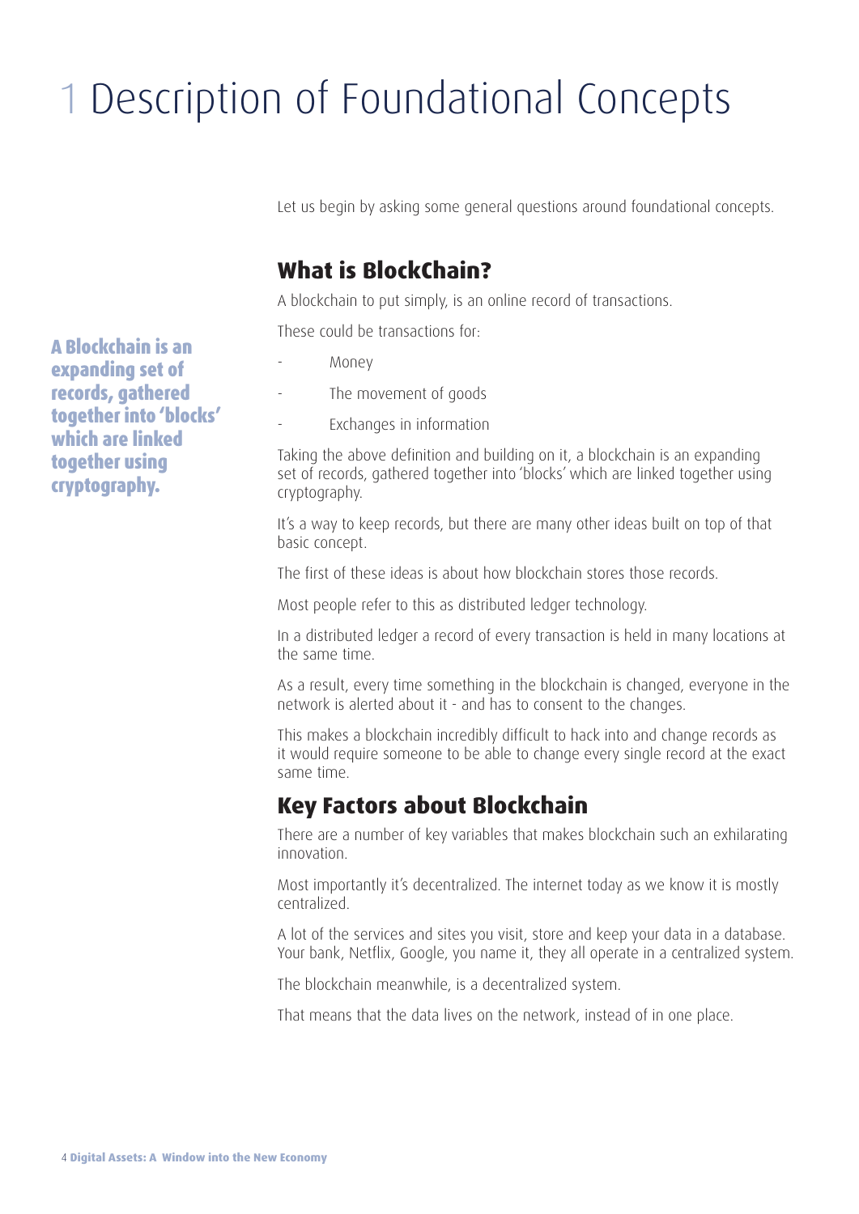# 1 Description of Foundational Concepts

Let us begin by asking some general questions around foundational concepts.

## What is BlockChain?

**A Blockchain is an expanding set of records, gathered together into 'blocks' which are linked together using cryptography.**

A blockchain to put simply, is an online record of transactions.

These could be transactions for:

- Money
- The movement of goods
- Exchanges in information

Taking the above definition and building on it, a blockchain is an expanding set of records, gathered together into 'blocks' which are linked together using cryptography.

It's a way to keep records, but there are many other ideas built on top of that basic concept.

The first of these ideas is about how blockchain stores those records.

Most people refer to this as distributed ledger technology.

In a distributed ledger a record of every transaction is held in many locations at the same time.

As a result, every time something in the blockchain is changed, everyone in the network is alerted about it - and has to consent to the changes.

This makes a blockchain incredibly difficult to hack into and change records as it would require someone to be able to change every single record at the exact same time.

## Key Factors about Blockchain

There are a number of key variables that makes blockchain such an exhilarating innovation.

Most importantly it's decentralized. The internet today as we know it is mostly centralized.

A lot of the services and sites you visit, store and keep your data in a database. Your bank, Netflix, Google, you name it, they all operate in a centralized system.

The blockchain meanwhile, is a decentralized system.

That means that the data lives on the network, instead of in one place.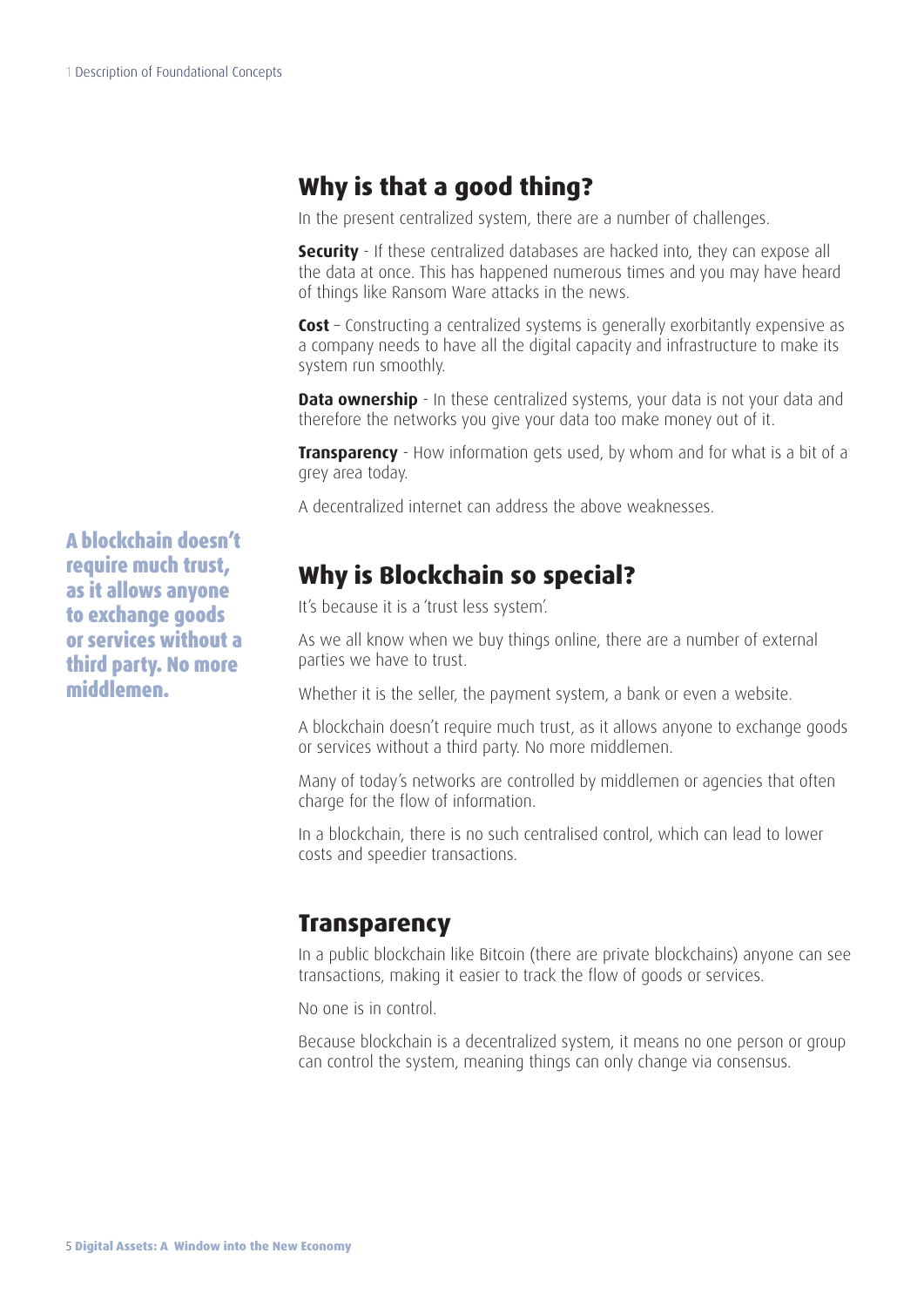## Why is that a good thing?

In the present centralized system, there are a number of challenges.

**Security** - If these centralized databases are hacked into, they can expose all the data at once. This has happened numerous times and you may have heard of things like Ransom Ware attacks in the news.

**Cost** – Constructing a centralized systems is generally exorbitantly expensive as a company needs to have all the digital capacity and infrastructure to make its system run smoothly.

**Data ownership** - In these centralized systems, your data is not your data and therefore the networks you give your data too make money out of it.

**Transparency** - How information gets used, by whom and for what is a bit of a grey area today.

A decentralized internet can address the above weaknesses.

**A blockchain doesn't require much trust, as it allows anyone to exchange goods or services without a third party. No more middlemen.**

## Why is Blockchain so special?

It's because it is a 'trust less system'.

As we all know when we buy things online, there are a number of external parties we have to trust.

Whether it is the seller, the payment system, a bank or even a website.

A blockchain doesn't require much trust, as it allows anyone to exchange goods or services without a third party. No more middlemen.

Many of today's networks are controlled by middlemen or agencies that often charge for the flow of information.

In a blockchain, there is no such centralised control, which can lead to lower costs and speedier transactions.

## Transparency

In a public blockchain like Bitcoin (there are private blockchains) anyone can see transactions, making it easier to track the flow of goods or services.

No one is in control.

Because blockchain is a decentralized system, it means no one person or group can control the system, meaning things can only change via consensus.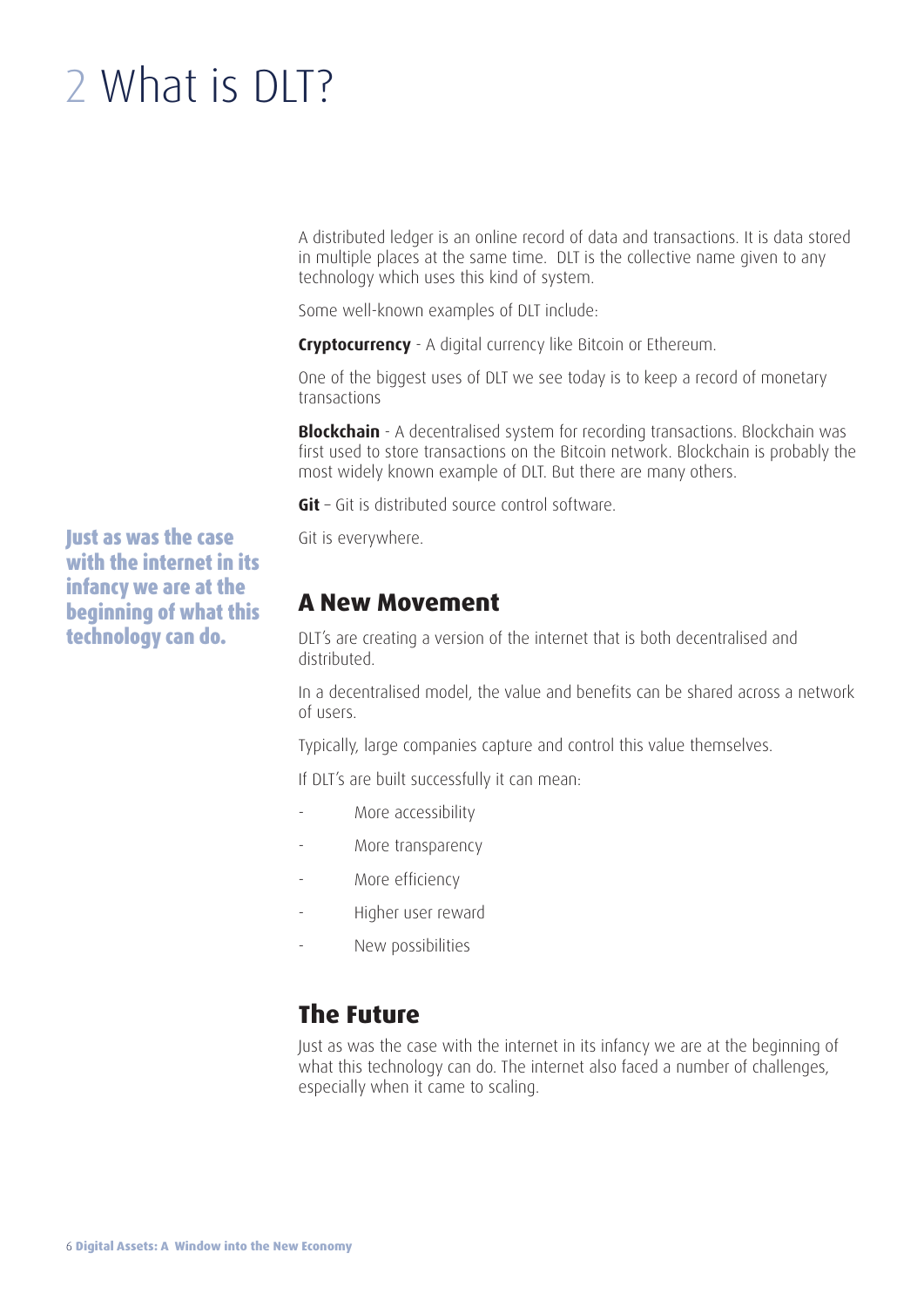# 2 What is DLT?

A distributed ledger is an online record of data and transactions. It is data stored in multiple places at the same time. DLT is the collective name given to any technology which uses this kind of system.

Some well-known examples of DLT include:

**Cryptocurrency** - A digital currency like Bitcoin or Ethereum.

One of the biggest uses of DLT we see today is to keep a record of monetary transactions

**Blockchain** - A decentralised system for recording transactions. Blockchain was first used to store transactions on the Bitcoin network. Blockchain is probably the most widely known example of DLT. But there are many others.

**Git** – Git is distributed source control software.

Git is everywhere.

**Just as was the case with the internet in its infancy we are at the beginning of what this technology can do.**

## A New Movement

DLT's are creating a version of the internet that is both decentralised and distributed.

In a decentralised model, the value and benefits can be shared across a network of users.

Typically, large companies capture and control this value themselves.

If DLT's are built successfully it can mean:

- More accessibility
- More transparency
- More efficiency
- Higher user reward
- New possibilities

## The Future

Just as was the case with the internet in its infancy we are at the beginning of what this technology can do. The internet also faced a number of challenges, especially when it came to scaling.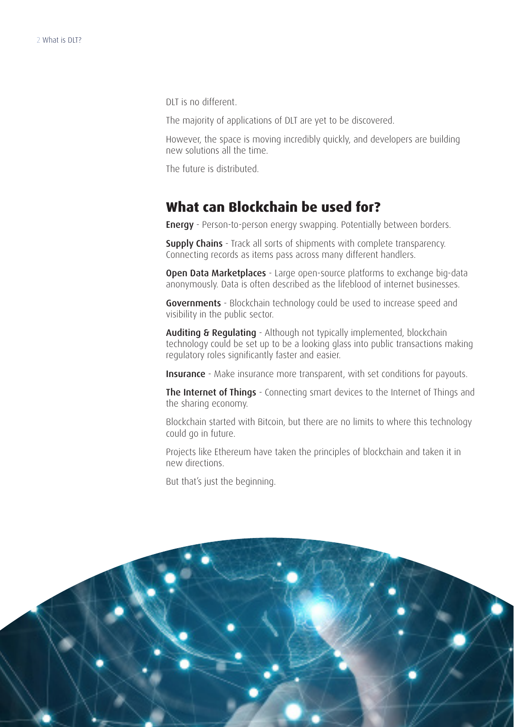DLT is no different.

The majority of applications of DLT are yet to be discovered.

However, the space is moving incredibly quickly, and developers are building new solutions all the time.

The future is distributed.

## What can Blockchain be used for?

**Energy** - Person-to-person energy swapping. Potentially between borders.

**Supply Chains** - Track all sorts of shipments with complete transparency. Connecting records as items pass across many different handlers.

**Open Data Marketplaces** - Large open-source platforms to exchange big-data anonymously. Data is often described as the lifeblood of internet businesses.

**Governments** - Blockchain technology could be used to increase speed and visibility in the public sector.

**Auditing & Regulating** - Although not typically implemented, blockchain technology could be set up to be a looking glass into public transactions making regulatory roles significantly faster and easier.

**Insurance** - Make insurance more transparent, with set conditions for payouts.

**The Internet of Things** - Connecting smart devices to the Internet of Things and the sharing economy.

Blockchain started with Bitcoin, but there are no limits to where this technology could go in future.

Projects like Ethereum have taken the principles of blockchain and taken it in new directions.

But that's just the beginning.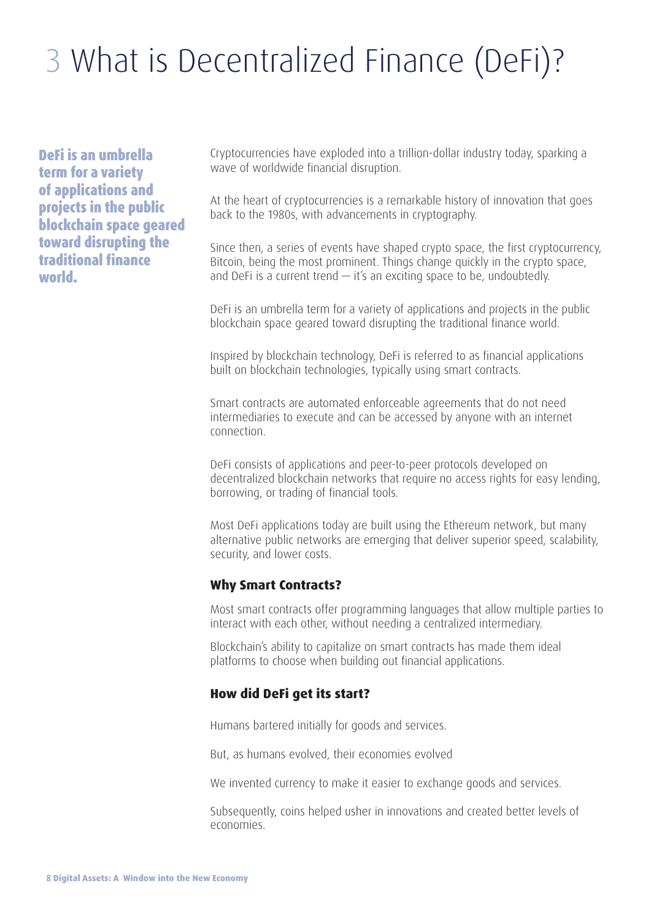# 3 What is Decentralized Finance (DeFi)?

**DeFi is an umbrella term for a variety of applications and projects in the public blockchain space geared toward disrupting the traditional finance world.**

Cryptocurrencies have exploded into a trillion-dollar industry today, sparking a wave of worldwide financial disruption.

At the heart of cryptocurrencies is a remarkable history of innovation that goes back to the 1980s, with advancements in cryptography.

Since then, a series of events have shaped crypto space, the first cryptocurrency, Bitcoin, being the most prominent. Things change quickly in the crypto space, and DeFi is a current trend — it's an exciting space to be, undoubtedly.

DeFi is an umbrella term for a variety of applications and projects in the public blockchain space geared toward disrupting the traditional finance world.

Inspired by blockchain technology, DeFi is referred to as financial applications built on blockchain technologies, typically using smart contracts.

Smart contracts are automated enforceable agreements that do not need intermediaries to execute and can be accessed by anyone with an internet connection.

DeFi consists of applications and peer-to-peer protocols developed on decentralized blockchain networks that require no access rights for easy lending, borrowing, or trading of financial tools.

Most DeFi applications today are built using the Ethereum network, but many alternative public networks are emerging that deliver superior speed, scalability, security, and lower costs.

### Why Smart Contracts?

Most smart contracts offer programming languages that allow multiple parties to interact with each other, without needing a centralized intermediary.

Blockchain's ability to capitalize on smart contracts has made them ideal platforms to choose when building out financial applications.

### How did DeFi get its start?

Humans bartered initially for goods and services.

But, as humans evolved, their economies evolved

We invented currency to make it easier to exchange goods and services.

Subsequently, coins helped usher in innovations and created better levels of economies.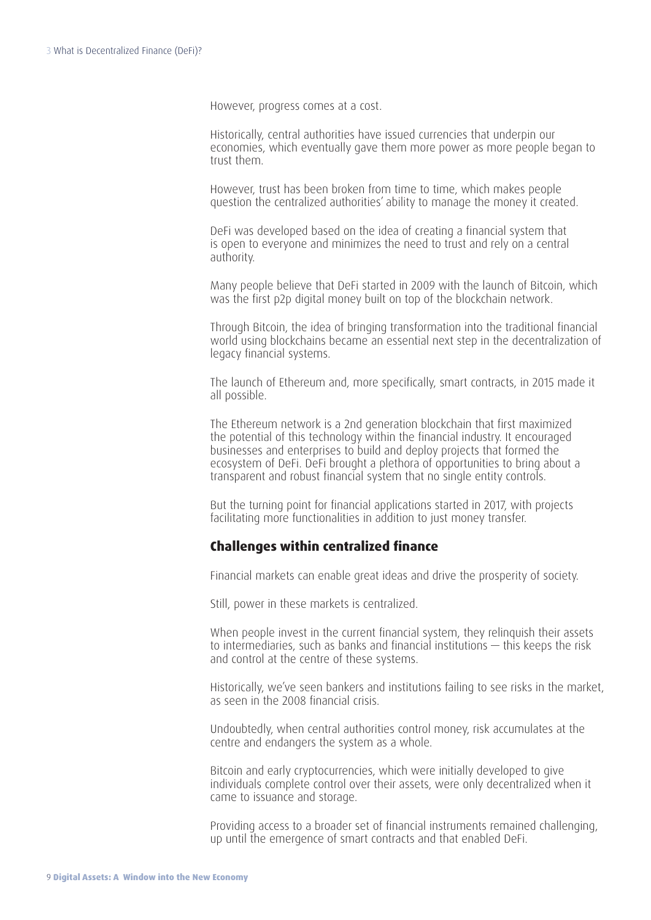However, progress comes at a cost.

Historically, central authorities have issued currencies that underpin our economies, which eventually gave them more power as more people began to trust them.

However, trust has been broken from time to time, which makes people question the centralized authorities' ability to manage the money it created.

DeFi was developed based on the idea of creating a financial system that is open to everyone and minimizes the need to trust and rely on a central authority.

Many people believe that DeFi started in 2009 with the launch of Bitcoin, which was the first p2p digital money built on top of the blockchain network.

Through Bitcoin, the idea of bringing transformation into the traditional financial world using blockchains became an essential next step in the decentralization of legacy financial systems.

The launch of Ethereum and, more specifically, smart contracts, in 2015 made it all possible.

The Ethereum network is a 2nd generation blockchain that first maximized the potential of this technology within the financial industry. It encouraged businesses and enterprises to build and deploy projects that formed the ecosystem of DeFi. DeFi brought a plethora of opportunities to bring about a transparent and robust financial system that no single entity controls.

But the turning point for financial applications started in 2017, with projects facilitating more functionalities in addition to just money transfer.

## Challenges within centralized finance

Financial markets can enable great ideas and drive the prosperity of society.

Still, power in these markets is centralized.

When people invest in the current financial system, they relinquish their assets to intermediaries, such as banks and financial institutions — this keeps the risk and control at the centre of these systems.

Historically, we've seen bankers and institutions failing to see risks in the market, as seen in the 2008 financial crisis.

Undoubtedly, when central authorities control money, risk accumulates at the centre and endangers the system as a whole.

Bitcoin and early cryptocurrencies, which were initially developed to give individuals complete control over their assets, were only decentralized when it came to issuance and storage.

Providing access to a broader set of financial instruments remained challenging, up until the emergence of smart contracts and that enabled DeFi.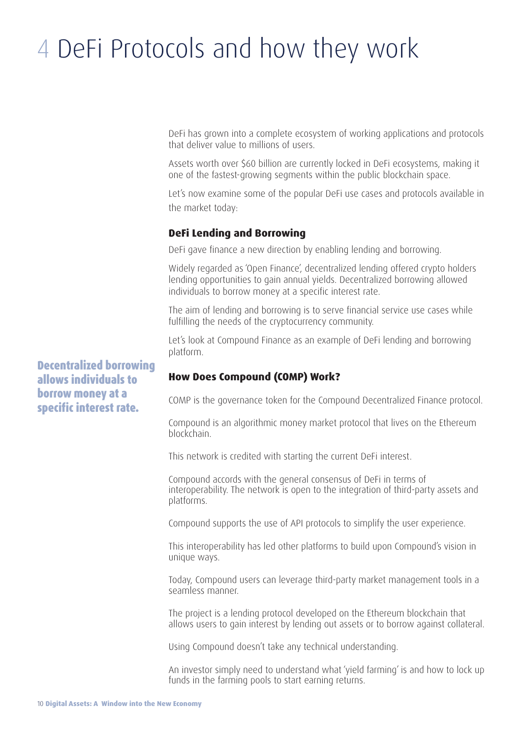# 4 DeFi Protocols and how they work

DeFi has grown into a complete ecosystem of working applications and protocols that deliver value to millions of users.

Assets worth over $60 billion are currently locked in DeFi ecosystems, making it one of the fastest-growing segments within the public blockchain space.

Let's now examine some of the popular DeFi use cases and protocols available in the market today:

### DeFi Lending and Borrowing

DeFi gave finance a new direction by enabling lending and borrowing.

Widely regarded as 'Open Finance', decentralized lending offered crypto holders lending opportunities to gain annual yields. Decentralized borrowing allowed individuals to borrow money at a specific interest rate.

The aim of lending and borrowing is to serve financial service use cases while fulfilling the needs of the cryptocurrency community.

Let's look at Compound Finance as an example of DeFi lending and borrowing platform.

**Decentralized borrowing allows individuals to borrow money at a specific interest rate.**

### How Does Compound (COMP) Work?

COMP is the governance token for the Compound Decentralized Finance protocol.

Compound is an algorithmic money market protocol that lives on the Ethereum blockchain.

This network is credited with starting the current DeFi interest.

Compound accords with the general consensus of DeFi in terms of interoperability. The network is open to the integration of third-party assets and platforms.

Compound supports the use of API protocols to simplify the user experience.

This interoperability has led other platforms to build upon Compound's vision in unique ways.

Today, Compound users can leverage third-party market management tools in a seamless manner.

The project is a lending protocol developed on the Ethereum blockchain that allows users to gain interest by lending out assets or to borrow against collateral.

Using Compound doesn't take any technical understanding.

An investor simply need to understand what 'yield farming' is and how to lock up funds in the farming pools to start earning returns.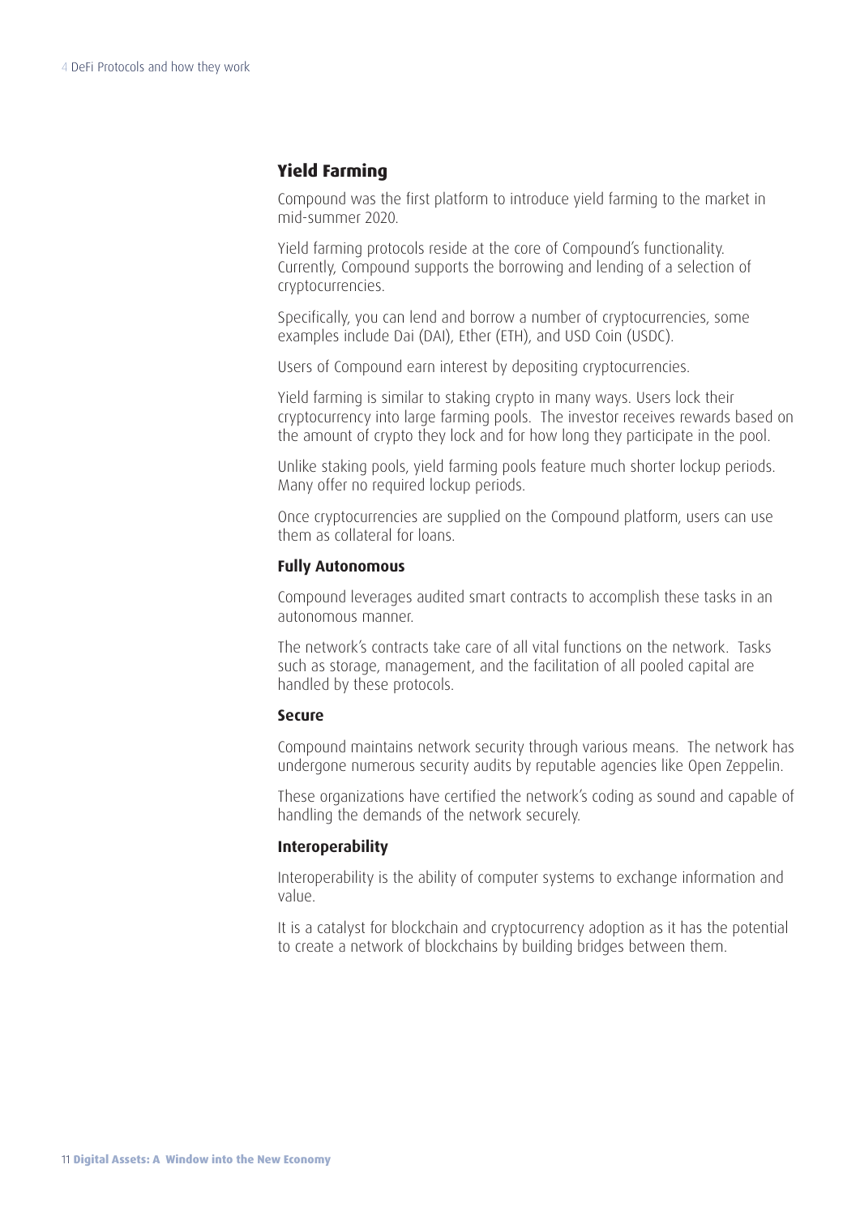## Yield Farming

Compound was the first platform to introduce yield farming to the market in mid-summer 2020.

Yield farming protocols reside at the core of Compound's functionality. Currently, Compound supports the borrowing and lending of a selection of cryptocurrencies.

Specifically, you can lend and borrow a number of cryptocurrencies, some examples include Dai (DAI), Ether (ETH), and USD Coin (USDC).

Users of Compound earn interest by depositing cryptocurrencies.

Yield farming is similar to staking crypto in many ways. Users lock their cryptocurrency into large farming pools. The investor receives rewards based on the amount of crypto they lock and for how long they participate in the pool.

Unlike staking pools, yield farming pools feature much shorter lockup periods. Many offer no required lockup periods.

Once cryptocurrencies are supplied on the Compound platform, users can use them as collateral for loans.

### Fully Autonomous

Compound leverages audited smart contracts to accomplish these tasks in an autonomous manner.

The network's contracts take care of all vital functions on the network. Tasks such as storage, management, and the facilitation of all pooled capital are handled by these protocols.

### Secure

Compound maintains network security through various means. The network has undergone numerous security audits by reputable agencies like Open Zeppelin.

These organizations have certified the network's coding as sound and capable of handling the demands of the network securely.

### Interoperability

Interoperability is the ability of computer systems to exchange information and value.

It is a catalyst for blockchain and cryptocurrency adoption as it has the potential to create a network of blockchains by building bridges between them.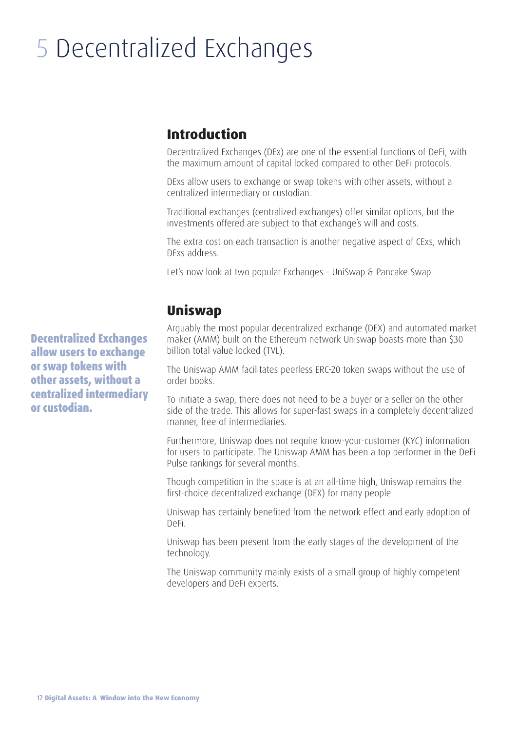# 5 Decentralized Exchanges

## Introduction

Decentralized Exchanges (DEx) are one of the essential functions of DeFi, with the maximum amount of capital locked compared to other DeFi protocols.

DExs allow users to exchange or swap tokens with other assets, without a centralized intermediary or custodian.

Traditional exchanges (centralized exchanges) offer similar options, but the investments offered are subject to that exchange's will and costs.

The extra cost on each transaction is another negative aspect of CExs, which DExs address.

Let's now look at two popular Exchanges – UniSwap & Pancake Swap

**Decentralized Exchanges allow users to exchange or swap tokens with other assets, without a centralized intermediary or custodian.**

## Uniswap

Arguably the most popular decentralized exchange (DEX) and automated market maker (AMM) built on the Ethereum network Uniswap boasts more than $30 billion total value locked (TVL).

The Uniswap AMM facilitates peerless ERC-20 token swaps without the use of order books.

To initiate a swap, there does not need to be a buyer or a seller on the other side of the trade. This allows for super-fast swaps in a completely decentralized manner, free of intermediaries.

Furthermore, Uniswap does not require know-your-customer (KYC) information for users to participate. The Uniswap AMM has been a top performer in the DeFi Pulse rankings for several months.

Though competition in the space is at an all-time high, Uniswap remains the first-choice decentralized exchange (DEX) for many people.

Uniswap has certainly benefited from the network effect and early adoption of DeFi.

Uniswap has been present from the early stages of the development of the technology.

The Uniswap community mainly exists of a small group of highly competent developers and DeFi experts.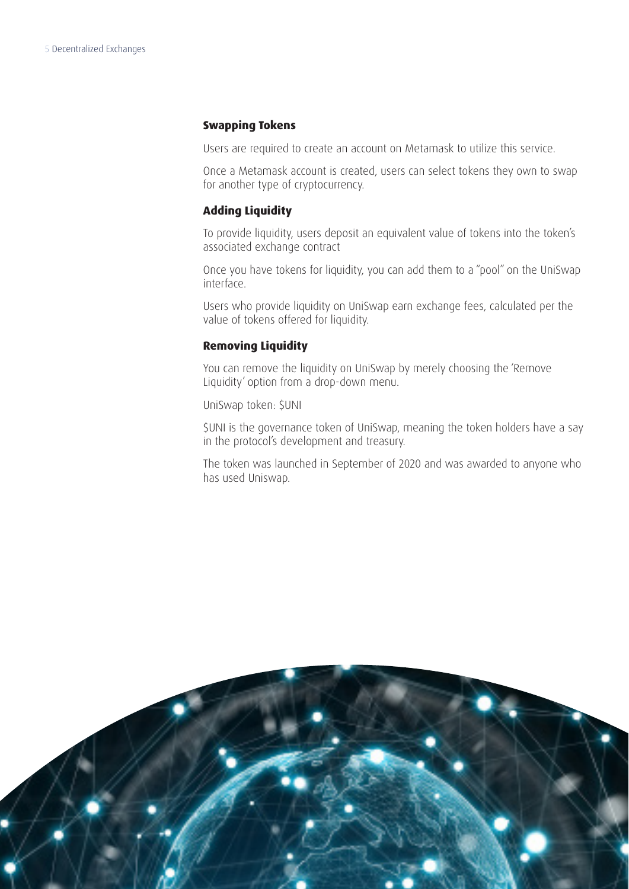### Swapping Tokens

Users are required to create an account on Metamask to utilize this service.

Once a Metamask account is created, users can select tokens they own to swap for another type of cryptocurrency.

### Adding Liquidity

To provide liquidity, users deposit an equivalent value of tokens into the token's associated exchange contract

Once you have tokens for liquidity, you can add them to a "pool" on the UniSwap interface.

Users who provide liquidity on UniSwap earn exchange fees, calculated per the value of tokens offered for liquidity.

### Removing Liquidity

You can remove the liquidity on UniSwap by merely choosing the 'Remove Liquidity' option from a drop-down menu.

UniSwap token: $UNI

$UNI is the governance token of UniSwap, meaning the token holders have a say in the protocol's development and treasury.

The token was launched in September of 2020 and was awarded to anyone who has used Uniswap.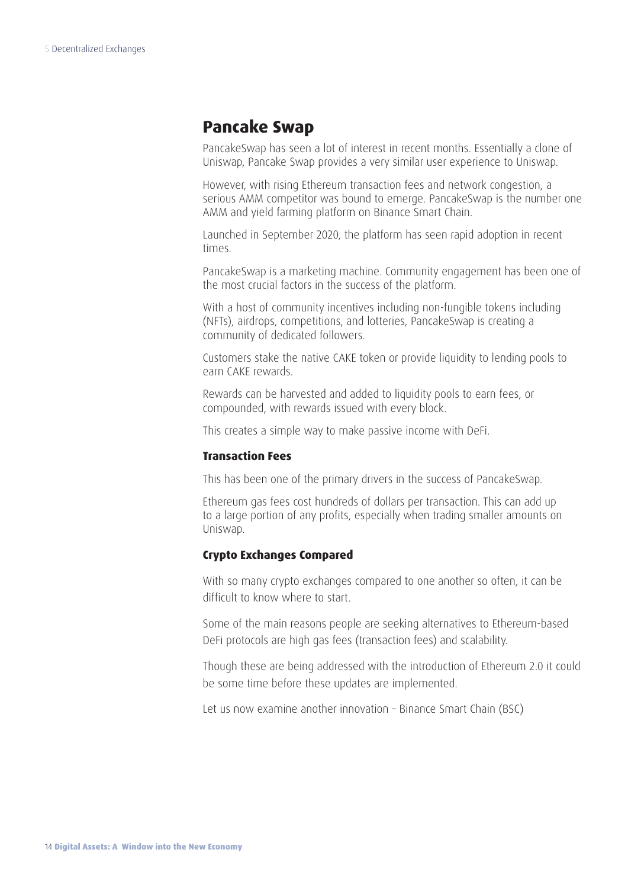## Pancake Swap

PancakeSwap has seen a lot of interest in recent months. Essentially a clone of Uniswap, Pancake Swap provides a very similar user experience to Uniswap.

However, with rising Ethereum transaction fees and network congestion, a serious AMM competitor was bound to emerge. PancakeSwap is the number one AMM and yield farming platform on Binance Smart Chain.

Launched in September 2020, the platform has seen rapid adoption in recent times.

PancakeSwap is a marketing machine. Community engagement has been one of the most crucial factors in the success of the platform.

With a host of community incentives including non-fungible tokens including (NFTs), airdrops, competitions, and lotteries, PancakeSwap is creating a community of dedicated followers.

Customers stake the native CAKE token or provide liquidity to lending pools to earn CAKE rewards.

Rewards can be harvested and added to liquidity pools to earn fees, or compounded, with rewards issued with every block.

This creates a simple way to make passive income with DeFi.

### Transaction Fees

This has been one of the primary drivers in the success of PancakeSwap.

Ethereum gas fees cost hundreds of dollars per transaction. This can add up to a large portion of any profits, especially when trading smaller amounts on Uniswap.

### Crypto Exchanges Compared

With so many crypto exchanges compared to one another so often, it can be difficult to know where to start.

Some of the main reasons people are seeking alternatives to Ethereum-based DeFi protocols are high gas fees (transaction fees) and scalability.

Though these are being addressed with the introduction of Ethereum 2.0 it could be some time before these updates are implemented.

Let us now examine another innovation – Binance Smart Chain (BSC)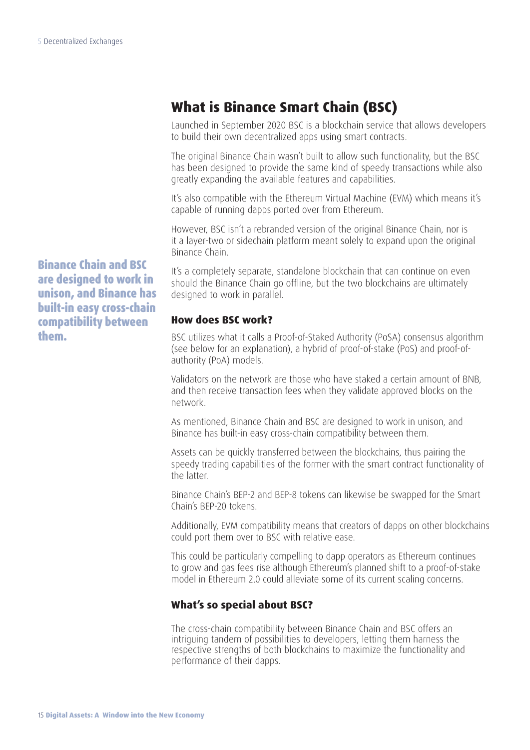## What is Binance Smart Chain (BSC)

Launched in September 2020 BSC is a blockchain service that allows developers to build their own decentralized apps using smart contracts.

The original Binance Chain wasn't built to allow such functionality, but the BSC has been designed to provide the same kind of speedy transactions while also greatly expanding the available features and capabilities.

It's also compatible with the Ethereum Virtual Machine (EVM) which means it's capable of running dapps ported over from Ethereum.

However, BSC isn't a rebranded version of the original Binance Chain, nor is it a layer-two or sidechain platform meant solely to expand upon the original Binance Chain.

**Binance Chain and BSC are designed to work in unison, and Binance has built-in easy cross-chain compatibility between them.**

It's a completely separate, standalone blockchain that can continue on even should the Binance Chain go offline, but the two blockchains are ultimately designed to work in parallel.

### How does BSC work?

BSC utilizes what it calls a Proof-of-Staked Authority (PoSA) consensus algorithm (see below for an explanation), a hybrid of proof-of-stake (PoS) and proof-of-authority (PoA) models.

Validators on the network are those who have staked a certain amount of BNB, and then receive transaction fees when they validate approved blocks on the network.

As mentioned, Binance Chain and BSC are designed to work in unison, and Binance has built-in easy cross-chain compatibility between them.

Assets can be quickly transferred between the blockchains, thus pairing the speedy trading capabilities of the former with the smart contract functionality of the latter.

Binance Chain's BEP-2 and BEP-8 tokens can likewise be swapped for the Smart Chain's BEP-20 tokens.

Additionally, EVM compatibility means that creators of dapps on other blockchains could port them over to BSC with relative ease.

This could be particularly compelling to dapp operators as Ethereum continues to grow and gas fees rise although Ethereum's planned shift to a proof-of-stake model in Ethereum 2.0 could alleviate some of its current scaling concerns.

### What's so special about BSC?

The cross-chain compatibility between Binance Chain and BSC offers an intriguing tandem of possibilities to developers, letting them harness the respective strengths of both blockchains to maximize the functionality and performance of their dapps.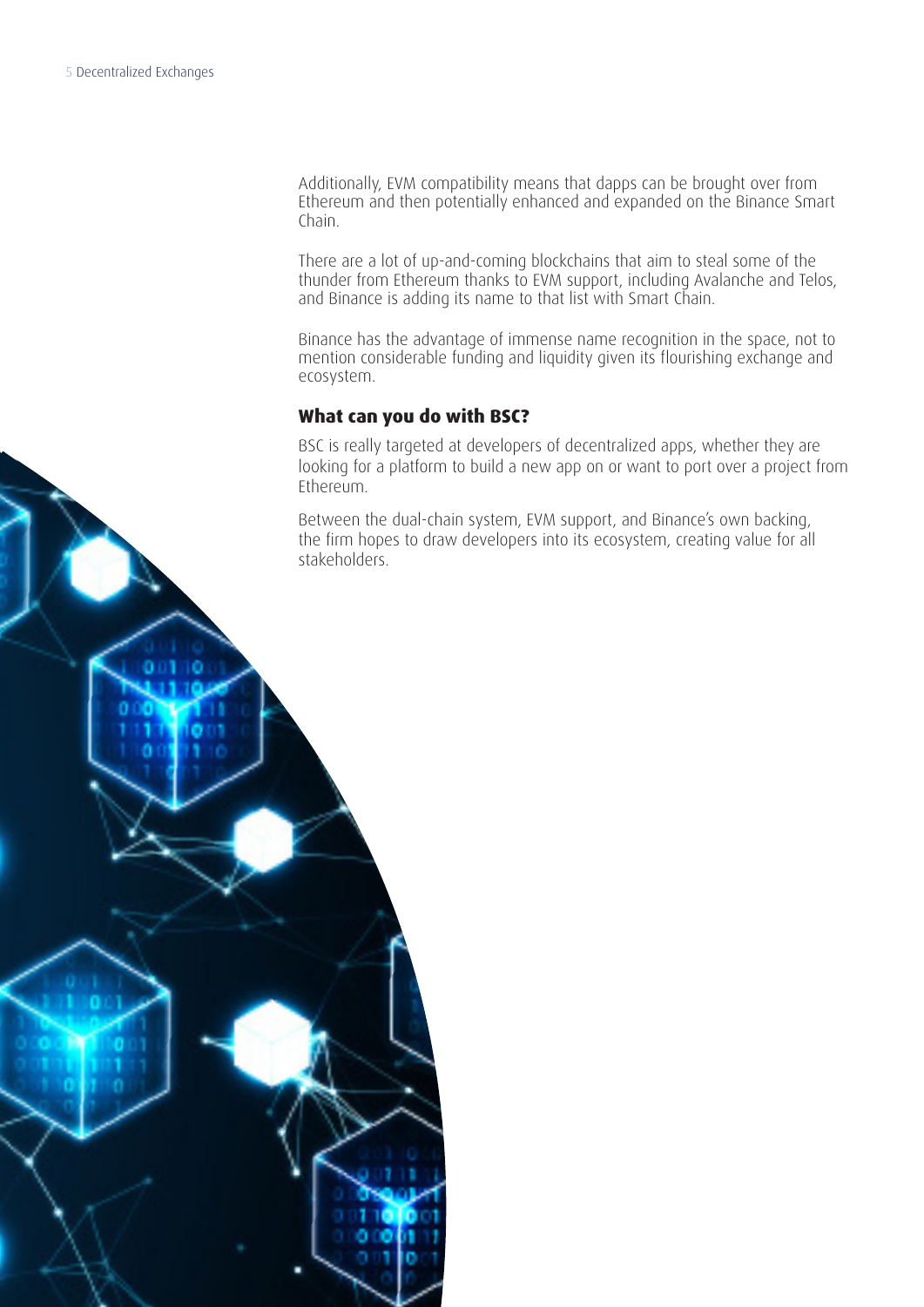Additionally, EVM compatibility means that dapps can be brought over from Ethereum and then potentially enhanced and expanded on the Binance Smart Chain.

There are a lot of up-and-coming blockchains that aim to steal some of the thunder from Ethereum thanks to EVM support, including Avalanche and Telos, and Binance is adding its name to that list with Smart Chain.

Binance has the advantage of immense name recognition in the space, not to mention considerable funding and liquidity given its flourishing exchange and ecosystem.

## What can you do with BSC?

BSC is really targeted at developers of decentralized apps, whether they are looking for a platform to build a new app on or want to port over a project from Ethereum.

Between the dual-chain system, EVM support, and Binance's own backing, the firm hopes to draw developers into its ecosystem, creating value for all stakeholders.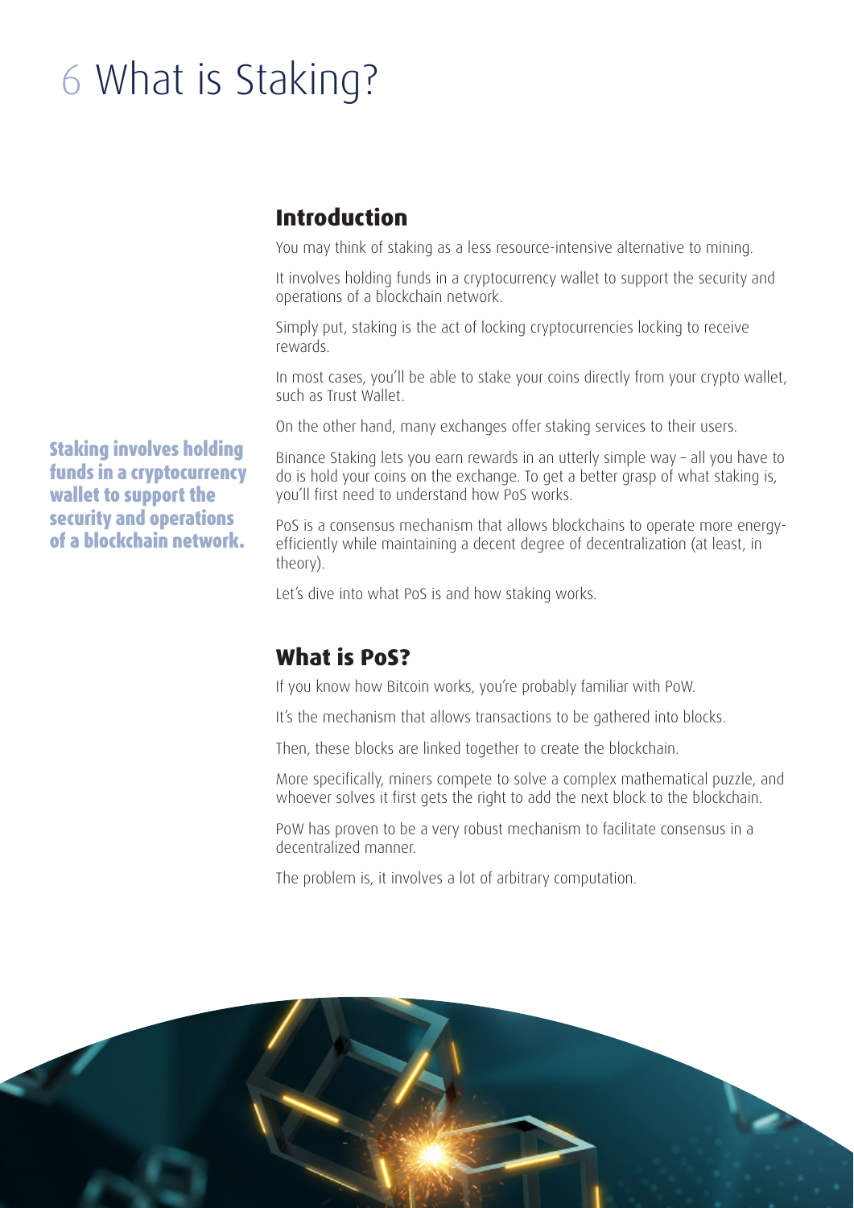# 6 What is Staking?

## Introduction

You may think of staking as a less resource-intensive alternative to mining.

It involves holding funds in a cryptocurrency wallet to support the security and operations of a blockchain network.

Simply put, staking is the act of locking cryptocurrencies locking to receive rewards.

In most cases, you'll be able to stake your coins directly from your crypto wallet, such as Trust Wallet.

On the other hand, many exchanges offer staking services to their users.

**Staking involves holding funds in a cryptocurrency wallet to support the security and operations of a blockchain network.**

Binance Staking lets you earn rewards in an utterly simple way – all you have to do is hold your coins on the exchange. To get a better grasp of what staking is, you'll first need to understand how PoS works.

PoS is a consensus mechanism that allows blockchains to operate more energy-efficiently while maintaining a decent degree of decentralization (at least, in theory).

Let's dive into what PoS is and how staking works.

## What is PoS?

If you know how Bitcoin works, you're probably familiar with PoW.

It's the mechanism that allows transactions to be gathered into blocks.

Then, these blocks are linked together to create the blockchain.

More specifically, miners compete to solve a complex mathematical puzzle, and whoever solves it first gets the right to add the next block to the blockchain.

PoW has proven to be a very robust mechanism to facilitate consensus in a decentralized manner.

The problem is, it involves a lot of arbitrary computation.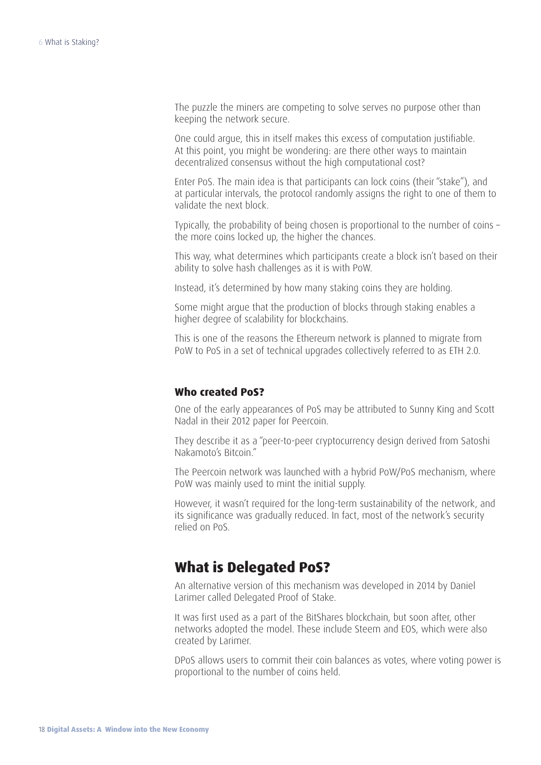The puzzle the miners are competing to solve serves no purpose other than keeping the network secure.

One could argue, this in itself makes this excess of computation justifiable. At this point, you might be wondering: are there other ways to maintain decentralized consensus without the high computational cost?

Enter PoS. The main idea is that participants can lock coins (their "stake"), and at particular intervals, the protocol randomly assigns the right to one of them to validate the next block.

Typically, the probability of being chosen is proportional to the number of coins – the more coins locked up, the higher the chances.

This way, what determines which participants create a block isn't based on their ability to solve hash challenges as it is with PoW.

Instead, it's determined by how many staking coins they are holding.

Some might argue that the production of blocks through staking enables a higher degree of scalability for blockchains.

This is one of the reasons the Ethereum network is planned to migrate from PoW to PoS in a set of technical upgrades collectively referred to as ETH 2.0.

### Who created PoS?

One of the early appearances of PoS may be attributed to Sunny King and Scott Nadal in their 2012 paper for Peercoin.

They describe it as a "peer-to-peer cryptocurrency design derived from Satoshi Nakamoto's Bitcoin."

The Peercoin network was launched with a hybrid PoW/PoS mechanism, where PoW was mainly used to mint the initial supply.

However, it wasn't required for the long-term sustainability of the network, and its significance was gradually reduced. In fact, most of the network's security relied on PoS.

## What is Delegated PoS?

An alternative version of this mechanism was developed in 2014 by Daniel Larimer called Delegated Proof of Stake.

It was first used as a part of the BitShares blockchain, but soon after, other networks adopted the model. These include Steem and EOS, which were also created by Larimer.

DPoS allows users to commit their coin balances as votes, where voting power is proportional to the number of coins held.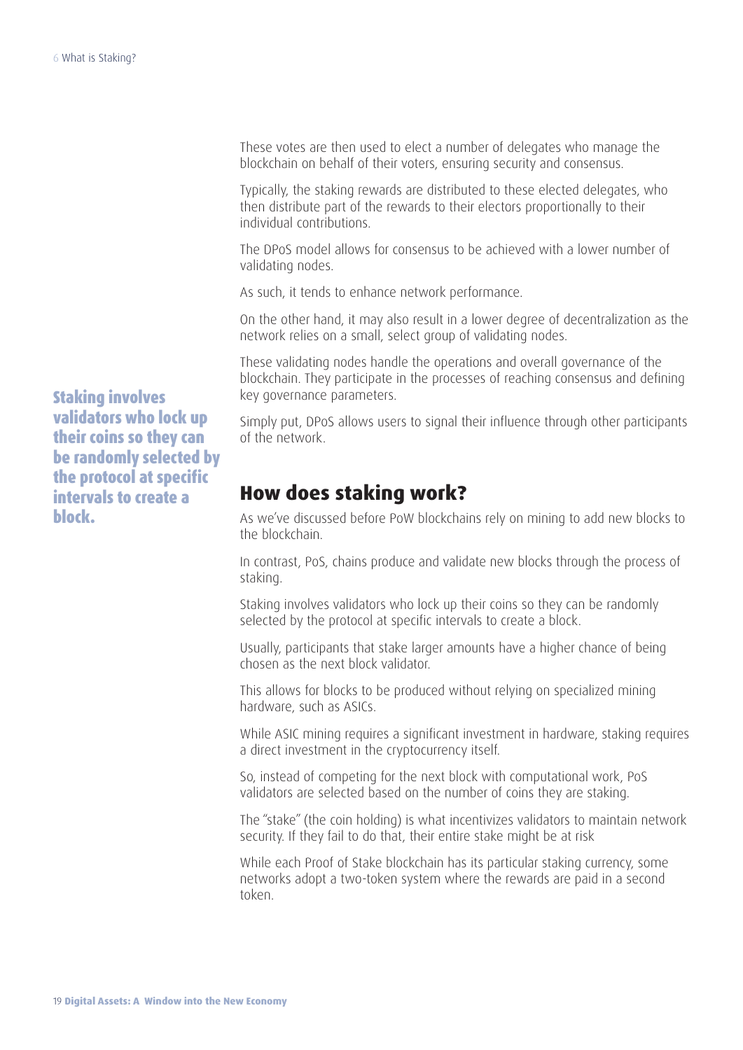These votes are then used to elect a number of delegates who manage the blockchain on behalf of their voters, ensuring security and consensus.

Typically, the staking rewards are distributed to these elected delegates, who then distribute part of the rewards to their electors proportionally to their individual contributions.

The DPoS model allows for consensus to be achieved with a lower number of validating nodes.

As such, it tends to enhance network performance.

On the other hand, it may also result in a lower degree of decentralization as the network relies on a small, select group of validating nodes.

These validating nodes handle the operations and overall governance of the blockchain. They participate in the processes of reaching consensus and defining key governance parameters.

Simply put, DPoS allows users to signal their influence through other participants of the network.

**Staking involves validators who lock up their coins so they can be randomly selected by the protocol at specific intervals to create a block.**

## How does staking work?

As we've discussed before PoW blockchains rely on mining to add new blocks to the blockchain.

In contrast, PoS, chains produce and validate new blocks through the process of staking.

Staking involves validators who lock up their coins so they can be randomly selected by the protocol at specific intervals to create a block.

Usually, participants that stake larger amounts have a higher chance of being chosen as the next block validator.

This allows for blocks to be produced without relying on specialized mining hardware, such as ASICs.

While ASIC mining requires a significant investment in hardware, staking requires a direct investment in the cryptocurrency itself.

So, instead of competing for the next block with computational work, PoS validators are selected based on the number of coins they are staking.

The "stake" (the coin holding) is what incentivizes validators to maintain network security. If they fail to do that, their entire stake might be at risk

While each Proof of Stake blockchain has its particular staking currency, some networks adopt a two-token system where the rewards are paid in a second token.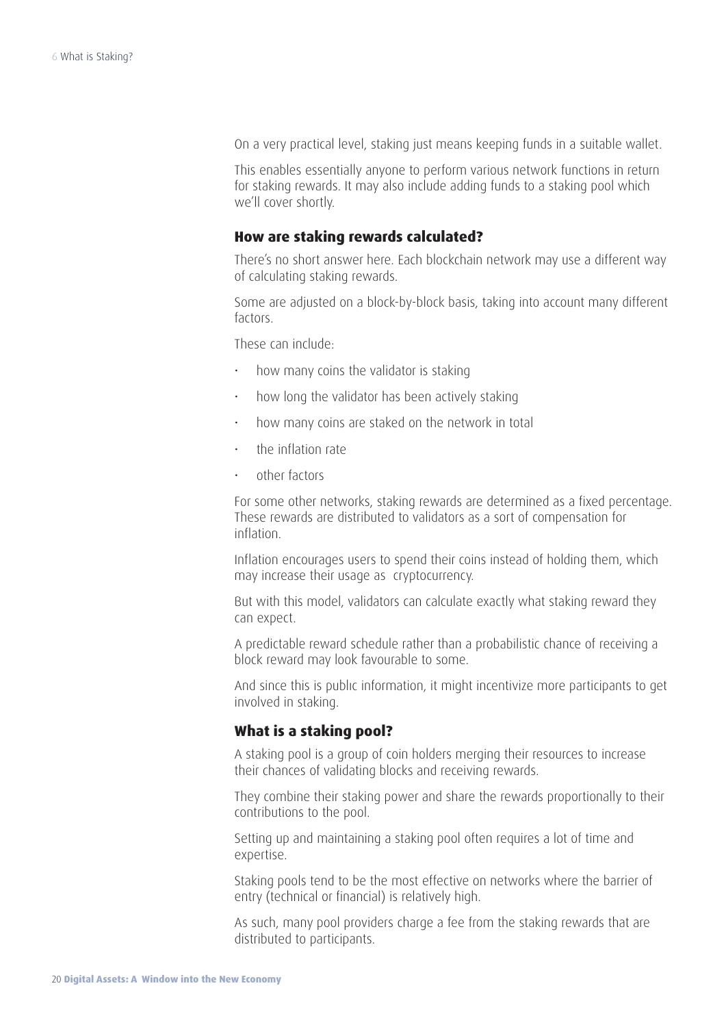On a very practical level, staking just means keeping funds in a suitable wallet.

This enables essentially anyone to perform various network functions in return for staking rewards. It may also include adding funds to a staking pool which we'll cover shortly.

### How are staking rewards calculated?

There's no short answer here. Each blockchain network may use a different way of calculating staking rewards.

Some are adjusted on a block-by-block basis, taking into account many different factors.

These can include:

- how many coins the validator is staking
- how long the validator has been actively staking
- how many coins are staked on the network in total
- the inflation rate
- other factors

For some other networks, staking rewards are determined as a fixed percentage. These rewards are distributed to validators as a sort of compensation for inflation.

Inflation encourages users to spend their coins instead of holding them, which may increase their usage as cryptocurrency.

But with this model, validators can calculate exactly what staking reward they can expect.

A predictable reward schedule rather than a probabilistic chance of receiving a block reward may look favourable to some.

And since this is public information, it might incentivize more participants to get involved in staking.

### What is a staking pool?

A staking pool is a group of coin holders merging their resources to increase their chances of validating blocks and receiving rewards.

They combine their staking power and share the rewards proportionally to their contributions to the pool.

Setting up and maintaining a staking pool often requires a lot of time and expertise.

Staking pools tend to be the most effective on networks where the barrier of entry (technical or financial) is relatively high.

As such, many pool providers charge a fee from the staking rewards that are distributed to participants.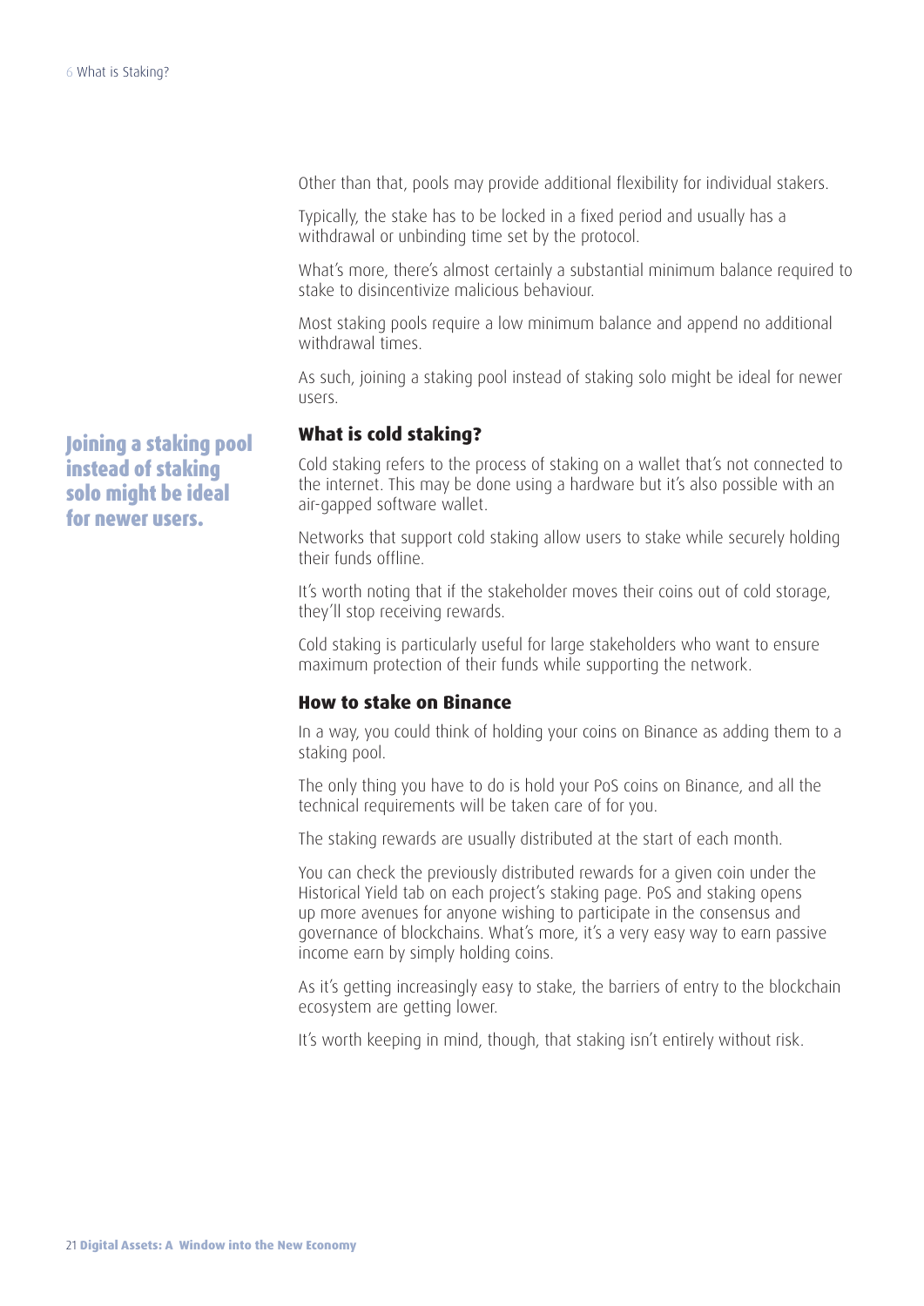Other than that, pools may provide additional flexibility for individual stakers.

Typically, the stake has to be locked in a fixed period and usually has a withdrawal or unbinding time set by the protocol.

What's more, there's almost certainly a substantial minimum balance required to stake to disincentivize malicious behaviour.

Most staking pools require a low minimum balance and append no additional withdrawal times.

As such, joining a staking pool instead of staking solo might be ideal for newer users.

**Joining a staking pool instead of staking solo might be ideal for newer users.**

### What is cold staking?

Cold staking refers to the process of staking on a wallet that's not connected to the internet. This may be done using a hardware but it's also possible with an air-gapped software wallet.

Networks that support cold staking allow users to stake while securely holding their funds offline.

It's worth noting that if the stakeholder moves their coins out of cold storage, they'll stop receiving rewards.

Cold staking is particularly useful for large stakeholders who want to ensure maximum protection of their funds while supporting the network.

### How to stake on Binance

In a way, you could think of holding your coins on Binance as adding them to a staking pool.

The only thing you have to do is hold your PoS coins on Binance, and all the technical requirements will be taken care of for you.

The staking rewards are usually distributed at the start of each month.

You can check the previously distributed rewards for a given coin under the Historical Yield tab on each project's staking page. PoS and staking opens up more avenues for anyone wishing to participate in the consensus and governance of blockchains. What's more, it's a very easy way to earn passive income earn by simply holding coins.

As it's getting increasingly easy to stake, the barriers of entry to the blockchain ecosystem are getting lower.

It's worth keeping in mind, though, that staking isn't entirely without risk.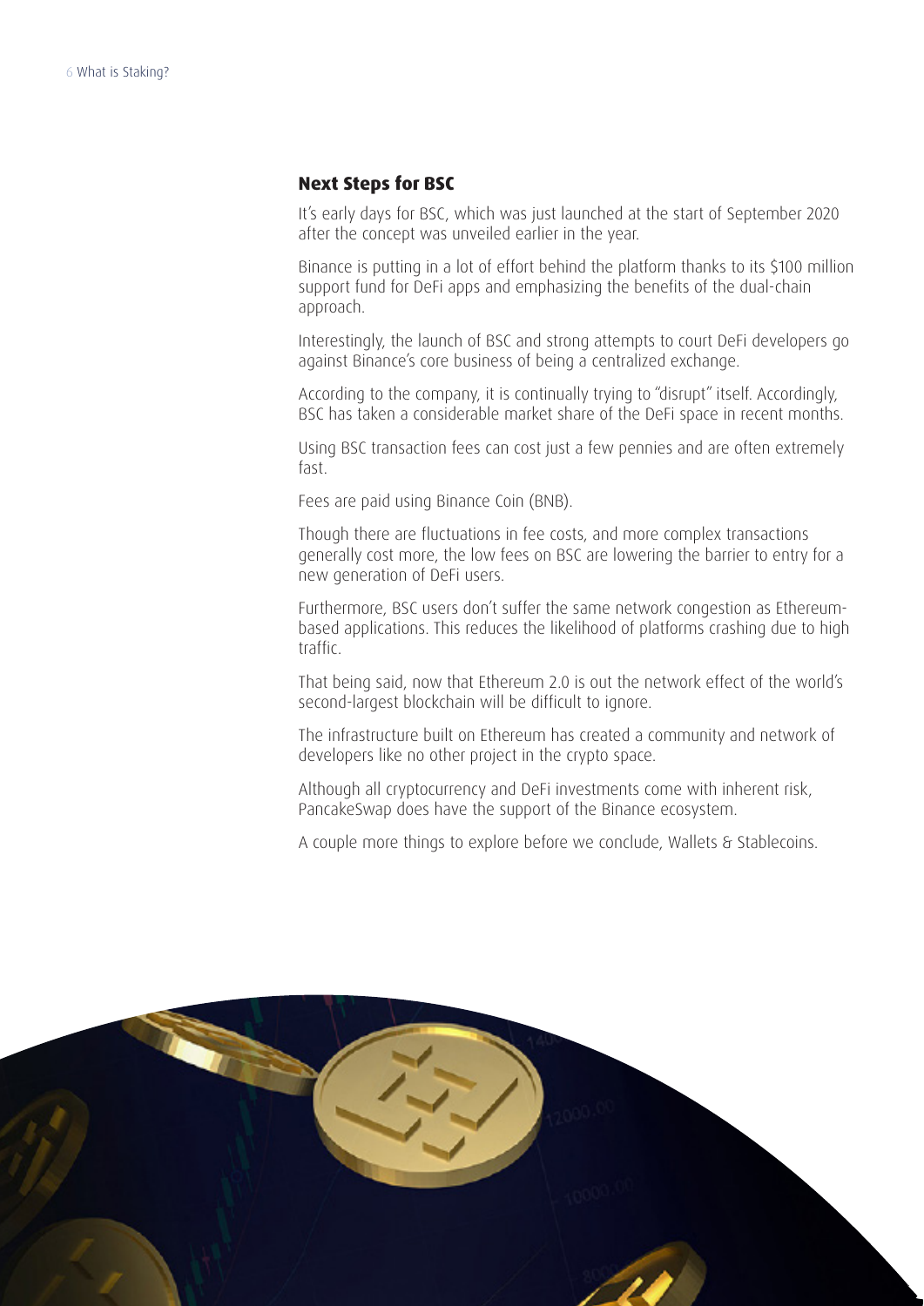## Next Steps for BSC

It's early days for BSC, which was just launched at the start of September 2020 after the concept was unveiled earlier in the year.

Binance is putting in a lot of effort behind the platform thanks to its $100 million support fund for DeFi apps and emphasizing the benefits of the dual-chain approach.

Interestingly, the launch of BSC and strong attempts to court DeFi developers go against Binance's core business of being a centralized exchange.

According to the company, it is continually trying to "disrupt" itself. Accordingly, BSC has taken a considerable market share of the DeFi space in recent months.

Using BSC transaction fees can cost just a few pennies and are often extremely fast.

Fees are paid using Binance Coin (BNB).

Though there are fluctuations in fee costs, and more complex transactions generally cost more, the low fees on BSC are lowering the barrier to entry for a new generation of DeFi users.

Furthermore, BSC users don't suffer the same network congestion as Ethereum-based applications. This reduces the likelihood of platforms crashing due to high traffic.

That being said, now that Ethereum 2.0 is out the network effect of the world's second-largest blockchain will be difficult to ignore.

The infrastructure built on Ethereum has created a community and network of developers like no other project in the crypto space.

Although all cryptocurrency and DeFi investments come with inherent risk, PancakeSwap does have the support of the Binance ecosystem.

A couple more things to explore before we conclude, Wallets & Stablecoins.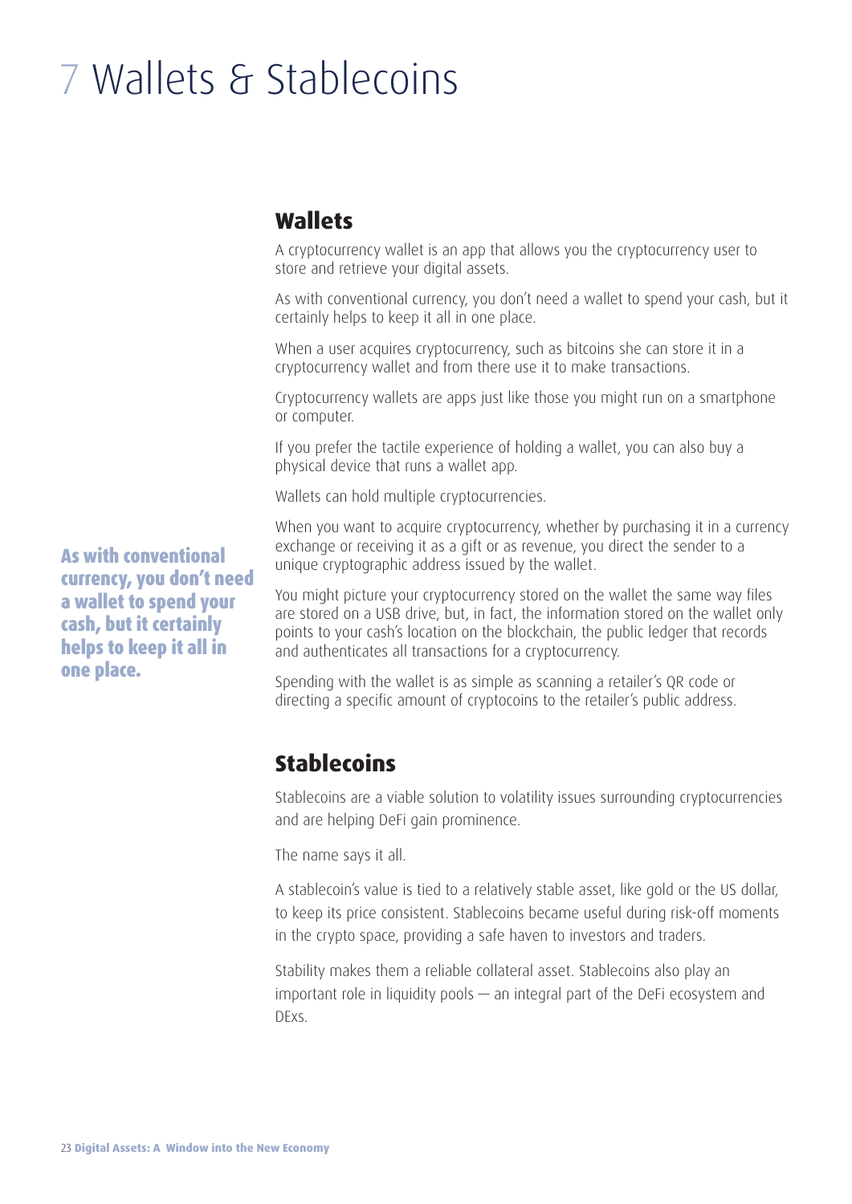# 7 Wallets & Stablecoins

## Wallets

A cryptocurrency wallet is an app that allows you the cryptocurrency user to store and retrieve your digital assets.

As with conventional currency, you don't need a wallet to spend your cash, but it certainly helps to keep it all in one place.

When a user acquires cryptocurrency, such as bitcoins she can store it in a cryptocurrency wallet and from there use it to make transactions.

Cryptocurrency wallets are apps just like those you might run on a smartphone or computer.

If you prefer the tactile experience of holding a wallet, you can also buy a physical device that runs a wallet app.

Wallets can hold multiple cryptocurrencies.

**As with conventional currency, you don't need a wallet to spend your cash, but it certainly helps to keep it all in one place.**

When you want to acquire cryptocurrency, whether by purchasing it in a currency exchange or receiving it as a gift or as revenue, you direct the sender to a unique cryptographic address issued by the wallet.

You might picture your cryptocurrency stored on the wallet the same way files are stored on a USB drive, but, in fact, the information stored on the wallet only points to your cash's location on the blockchain, the public ledger that records and authenticates all transactions for a cryptocurrency.

Spending with the wallet is as simple as scanning a retailer's QR code or directing a specific amount of cryptocoins to the retailer's public address.

## Stablecoins

Stablecoins are a viable solution to volatility issues surrounding cryptocurrencies and are helping DeFi gain prominence.

The name says it all.

A stablecoin's value is tied to a relatively stable asset, like gold or the US dollar, to keep its price consistent. Stablecoins became useful during risk-off moments in the crypto space, providing a safe haven to investors and traders.

Stability makes them a reliable collateral asset. Stablecoins also play an important role in liquidity pools — an integral part of the DeFi ecosystem and DExs.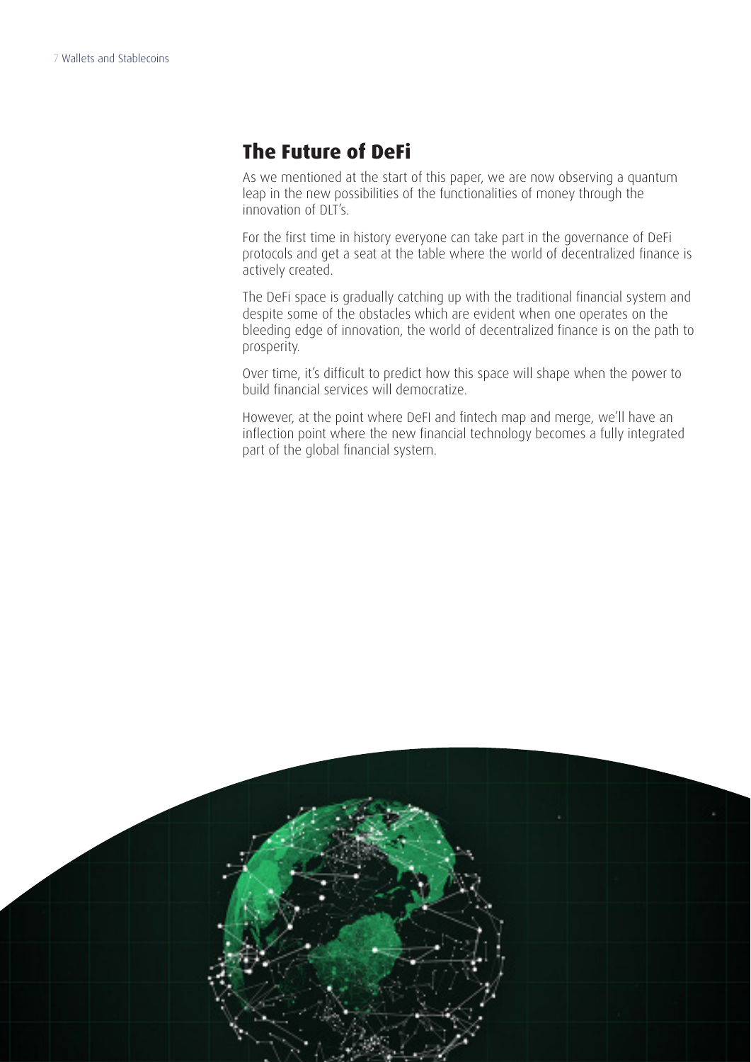## The Future of DeFi

As we mentioned at the start of this paper, we are now observing a quantum leap in the new possibilities of the functionalities of money through the innovation of DLT's.

For the first time in history everyone can take part in the governance of DeFi protocols and get a seat at the table where the world of decentralized finance is actively created.

The DeFi space is gradually catching up with the traditional financial system and despite some of the obstacles which are evident when one operates on the bleeding edge of innovation, the world of decentralized finance is on the path to prosperity.

Over time, it's difficult to predict how this space will shape when the power to build financial services will democratize.

However, at the point where DeFI and fintech map and merge, we'll have an inflection point where the new financial technology becomes a fully integrated part of the global financial system.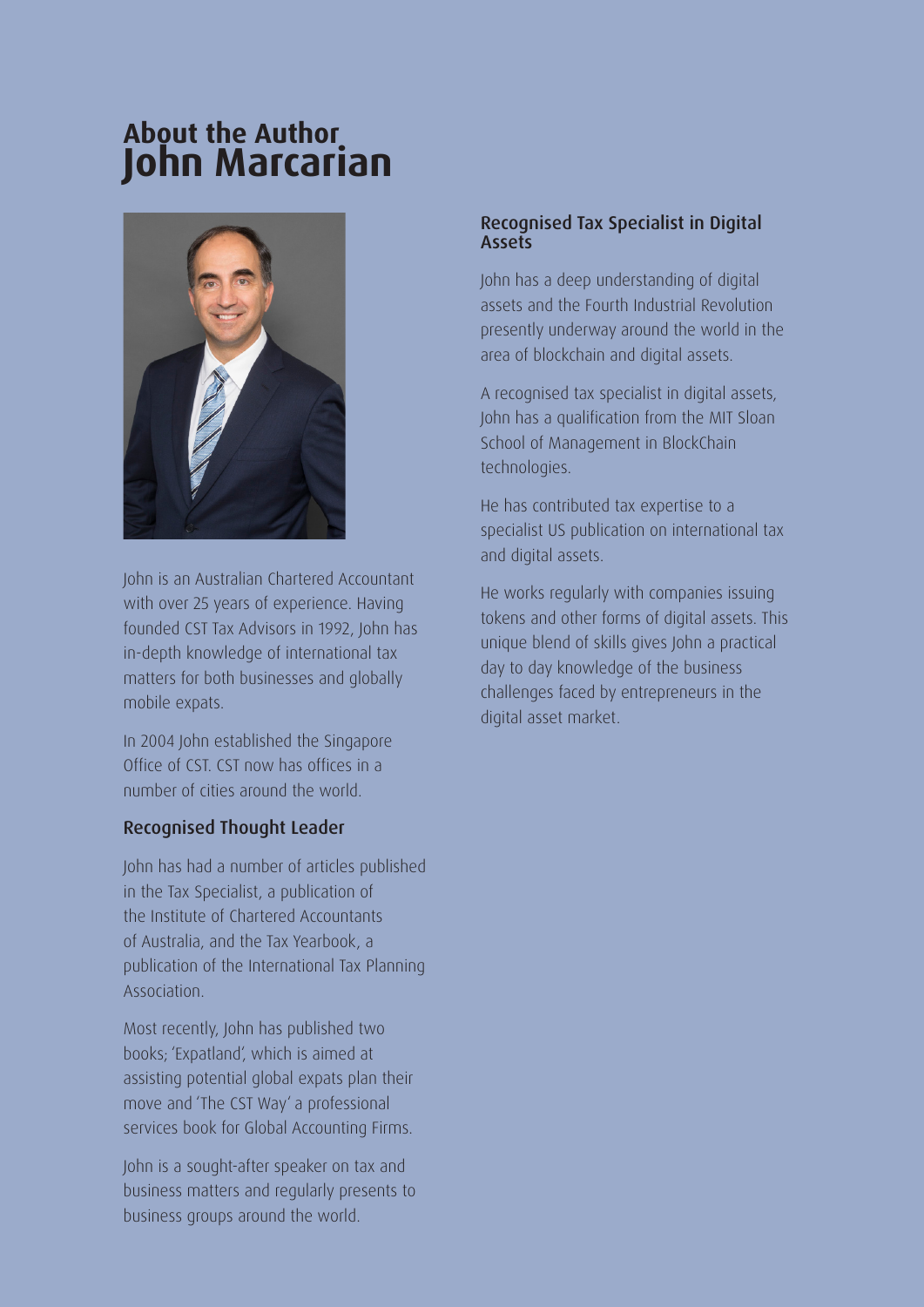# About the Author
# John Marcarian

John is an Australian Chartered Accountant with over 25 years of experience. Having founded CST Tax Advisors in 1992, John has in-depth knowledge of international tax matters for both businesses and globally mobile expats.

In 2004 John established the Singapore Office of CST. CST now has offices in a number of cities around the world.

### Recognised Thought Leader

John has had a number of articles published in the Tax Specialist, a publication of the Institute of Chartered Accountants of Australia, and the Tax Yearbook, a publication of the International Tax Planning Association.

Most recently, John has published two books; 'Expatland', which is aimed at assisting potential global expats plan their move and 'The CST Way' a professional services book for Global Accounting Firms.

John is a sought-after speaker on tax and business matters and regularly presents to business groups around the world.

### Recognised Tax Specialist in Digital Assets

John has a deep understanding of digital assets and the Fourth Industrial Revolution presently underway around the world in the area of blockchain and digital assets.

A recognised tax specialist in digital assets, John has a qualification from the MIT Sloan School of Management in BlockChain technologies.

He has contributed tax expertise to a specialist US publication on international tax and digital assets.

He works regularly with companies issuing tokens and other forms of digital assets. This unique blend of skills gives John a practical day to day knowledge of the business challenges faced by entrepreneurs in the digital asset market.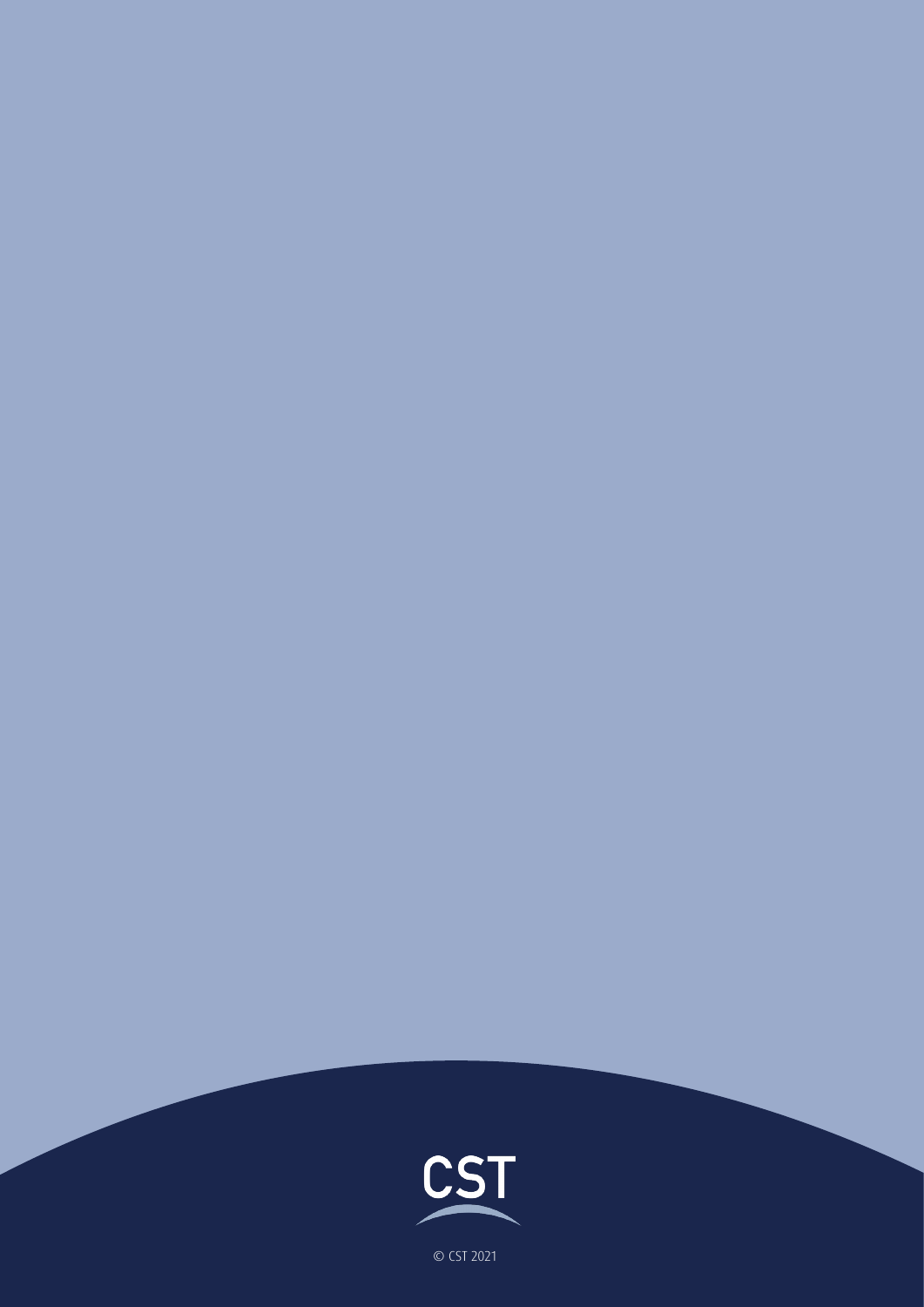CST

© CST 2021